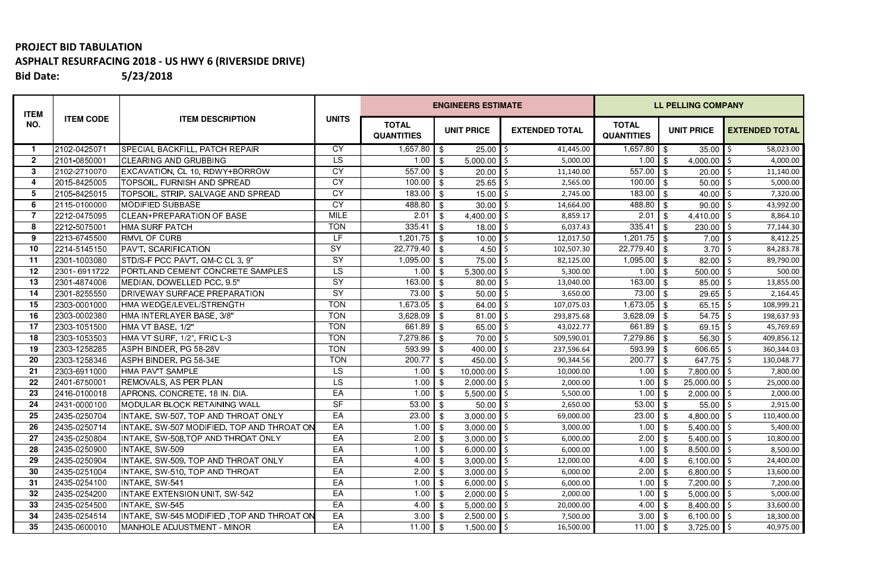**PROJECT BID TABULATION**

**ASPHALT RESURFACING 2018 - US HWY 6 (RIVERSIDE DRIVE)**

**Bid Date: 5/23/2018**

| ITEM NO. | ITEM CODE | ITEM DESCRIPTION | UNITS | ENGINEERS ESTIMATE | | | LL PELLING COMPANY | | |
|---|---|---|---|---|---|---|---|---|---|
| | | | | TOTAL QUANTITIES | UNIT PRICE | EXTENDED TOTAL | TOTAL QUANTITIES | UNIT PRICE | EXTENDED TOTAL |
| 1 | 2102-0425071 | SPECIAL BACKFILL, PATCH REPAIR | CY | 1,657.80 | $ 25.00 | $ 41,445.00 | 1,657.80 | $ 35.00 | $ 58,023.00 |
| 2 | 2101-0850001 | CLEARING AND GRUBBING | LS | 1.00 | $ 5,000.00 | $ 5,000.00 | 1.00 | $ 4,000.00 | $ 4,000.00 |
| 3 | 2102-2710070 | EXCAVATION, CL 10, RDWY+BORROW | CY | 557.00 | $ 20.00 | $ 11,140.00 | 557.00 | $ 20.00 | $ 11,140.00 |
| 4 | 2015-8425005 | TOPSOIL, FURNISH AND SPREAD | CY | 100.00 | $ 25.65 | $ 2,565.00 | 100.00 | $ 50.00 | $ 5,000.00 |
| 5 | 2105-8425015 | TOPSOIL, STRIP, SALVAGE AND SPREAD | CY | 183.00 | $ 15.00 | $ 2,745.00 | 183.00 | $ 40.00 | $ 7,320.00 |
| 6 | 2115-0100000 | MODIFIED SUBBASE | CY | 488.80 | $ 30.00 | $ 14,664.00 | 488.80 | $ 90.00 | $ 43,992.00 |
| 7 | 2212-0475095 | CLEAN+PREPARATION OF BASE | MILE | 2.01 | $ 4,400.00 | $ 8,859.17 | 2.01 | $ 4,410.00 | $ 8,864.10 |
| 8 | 2212-5075001 | HMA SURF PATCH | TON | 335.41 | $ 18.00 | $ 6,037.43 | 335.41 | $ 230.00 | $ 77,144.30 |
| 9 | 2213-6745500 | RMVL OF CURB | LF | 1,201.75 | $ 10.00 | $ 12,017.50 | 1,201.75 | $ 7.00 | $ 8,412.25 |
| 10 | 2214-5145150 | PAV'T, SCARIFICATION | SY | 22,779.40 | $ 4.50 | $ 102,507.30 | 22,779.40 | $ 3.70 | $ 84,283.78 |
| 11 | 2301-1003080 | STD/S-F PCC PAV'T, QM-C CL 3, 9" | SY | 1,095.00 | $ 75.00 | $ 82,125.00 | 1,095.00 | $ 82.00 | $ 89,790.00 |
| 12 | 2301- 6911722 | PORTLAND CEMENT CONCRETE SAMPLES | LS | 1.00 | $ 5,300.00 | $ 5,300.00 | 1.00 | $ 500.00 | $ 500.00 |
| 13 | 2301-4874006 | MEDIAN, DOWELLED PCC, 9.5" | SY | 163.00 | $ 80.00 | $ 13,040.00 | 163.00 | $ 85.00 | $ 13,855.00 |
| 14 | 2301-8255550 | DRIVEWAY SURFACE PREPARATION | SY | 73.00 | $ 50.00 | $ 3,650.00 | 73.00 | $ 29.65 | $ 2,164.45 |
| 15 | 2303-0001000 | HMA WEDGE/LEVEL/STRENGTH | TON | 1,673.05 | $ 64.00 | $ 107,075.03 | 1,673.05 | $ 65.15 | $ 108,999.21 |
| 16 | 2303-0002380 | HMA INTERLAYER BASE, 3/8" | TON | 3,628.09 | $ 81.00 | $ 293,875.68 | 3,628.09 | $ 54.75 | $ 198,637.93 |
| 17 | 2303-1051500 | HMA VT BASE, 1/2" | TON | 661.89 | $ 65.00 | $ 43,022.77 | 661.89 | $ 69.15 | $ 45,769.69 |
| 18 | 2303-1053503 | HMA VT SURF, 1/2", FRIC L-3 | TON | 7,279.86 | $ 70.00 | $ 509,590.01 | 7,279.86 | $ 56.30 | $ 409,856.12 |
| 19 | 2303-1258285 | ASPH BINDER, PG 58-28V | TON | 593.99 | $ 400.00 | $ 237,596.64 | 593.99 | $ 606.65 | $ 360,344.03 |
| 20 | 2303-1258346 | ASPH BINDER, PG 58-34E | TON | 200.77 | $ 450.00 | $ 90,344.56 | 200.77 | $ 647.75 | $ 130,048.77 |
| 21 | 2303-6911000 | HMA PAV'T SAMPLE | LS | 1.00 | $ 10,000.00 | $ 10,000.00 | 1.00 | $ 7,800.00 | $ 7,800.00 |
| 22 | 2401-6750001 | REMOVALS, AS PER PLAN | LS | 1.00 | $ 2,000.00 | $ 2,000.00 | 1.00 | $ 25,000.00 | $ 25,000.00 |
| 23 | 2416-0100018 | APRONS, CONCRETE, 18 IN. DIA. | EA | 1.00 | $ 5,500.00 | $ 5,500.00 | 1.00 | $ 2,000.00 | $ 2,000.00 |
| 24 | 2431-0000100 | MODULAR BLOCK RETAINING WALL | SF | 53.00 | $ 50.00 | $ 2,650.00 | 53.00 | $ 55.00 | $ 2,915.00 |
| 25 | 2435-0250704 | INTAKE, SW-507, TOP AND THROAT ONLY | EA | 23.00 | $ 3,000.00 | $ 69,000.00 | 23.00 | $ 4,800.00 | $ 110,400.00 |
| 26 | 2435-0250714 | INTAKE, SW-507 MODIFIED, TOP AND THROAT ON | EA | 1.00 | $ 3,000.00 | $ 3,000.00 | 1.00 | $ 5,400.00 | $ 5,400.00 |
| 27 | 2435-0250804 | INTAKE, SW-508,TOP AND THROAT ONLY | EA | 2.00 | $ 3,000.00 | $ 6,000.00 | 2.00 | $ 5,400.00 | $ 10,800.00 |
| 28 | 2435-0250900 | INTAKE, SW-509 | EA | 1.00 | $ 6,000.00 | $ 6,000.00 | 1.00 | $ 8,500.00 | $ 8,500.00 |
| 29 | 2435-0250904 | INTAKE, SW-509, TOP AND THROAT ONLY | EA | 4.00 | $ 3,000.00 | $ 12,000.00 | 4.00 | $ 6,100.00 | $ 24,400.00 |
| 30 | 2435-0251004 | INTAKE, SW-510, TOP AND THROAT | EA | 2.00 | $ 3,000.00 | $ 6,000.00 | 2.00 | $ 6,800.00 | $ 13,600.00 |
| 31 | 2435-0254100 | INTAKE, SW-541 | EA | 1.00 | $ 6,000.00 | $ 6,000.00 | 1.00 | $ 7,200.00 | $ 7,200.00 |
| 32 | 2435-0254200 | INTAKE EXTENSION UNIT, SW-542 | EA | 1.00 | $ 2,000.00 | $ 2,000.00 | 1.00 | $ 5,000.00 | $ 5,000.00 |
| 33 | 2435-0254500 | INTAKE, SW-545 | EA | 4.00 | $ 5,000.00 | $ 20,000.00 | 4.00 | $ 8,400.00 | $ 33,600.00 |
| 34 | 2435-0254514 | INTAKE, SW-545 MODIFIED ,TOP AND THROAT ON | EA | 3.00 | $ 2,500.00 | $ 7,500.00 | 3.00 | $ 6,100.00 | $ 18,300.00 |
| 35 | 2435-0600010 | MANHOLE ADJUSTMENT - MINOR | EA | 11.00 | $ 1,500.00 | $ 16,500.00 | 11.00 | $ 3,725.00 | $ 40,975.00 |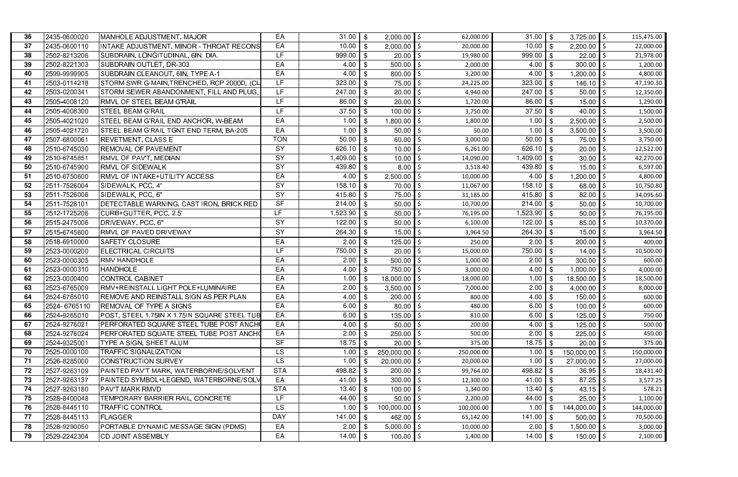| 36 | 2435-0600020 | MANHOLE ADJUSTMENT, MAJOR | EA | 31.00 | $ 2,000.00 | $ 62,000.00 | 31.00 | $ 3,725.00 | $ 115,475.00 |
|---|---|---|---|---|---|---|---|---|---|
| 37 | 2435-0600110 | INTAKE ADJUSTMENT, MINOR - THROAT RECONS | EA | 10.00 | $ 2,000.00 | $ 20,000.00 | 10.00 | $ 2,200.00 | $ 22,000.00 |
| 38 | 2502-8213206 | SUBDRAIN, LONGITUDINAL, 6IN. DIA. | LF | 999.00 | $ 20.00 | $ 19,980.00 | 999.00 | $ 22.00 | $ 21,978.00 |
| 39 | 2502-8221303 | SUBDRAIN OUTLET, DR-303 | EA | 4.00 | $ 500.00 | $ 2,000.00 | 4.00 | $ 300.00 | $ 1,200.00 |
| 40 | 2599-9999905 | SUBDRAIN CLEANOUT, 6IN, TYPE A-1 | EA | 4.00 | $ 800.00 | $ 3,200.00 | 4.00 | $ 1,200.00 | $ 4,800.00 |
| 41 | 2503-0114218 | STORM SWR G-MAIN,TRENCHED, RCP 2000D, (CL | LF | 323.00 | $ 75.00 | $ 24,225.00 | 323.00 | $ 146.10 | $ 47,190.30 |
| 42 | 2503-0200341 | STORM SEWER ABANDONMENT, FILL AND PLUG, | LF | 247.00 | $ 20.00 | $ 4,940.00 | 247.00 | $ 50.00 | $ 12,350.00 |
| 43 | 2505-4008120 | RMVL OF STEEL BEAM G'RAIL | LF | 86.00 | $ 20.00 | $ 1,720.00 | 86.00 | $ 15.00 | $ 1,290.00 |
| 44 | 2505-4008300 | STEEL BEAM G'RAIL | LF | 37.50 | $ 100.00 | $ 3,750.00 | 37.50 | $ 40.00 | $ 1,500.00 |
| 45 | 2505-4021020 | STEEL BEAM G'RAIL END ANCHOR, W-BEAM | EA | 1.00 | $ 1,800.00 | $ 1,800.00 | 1.00 | $ 2,500.00 | $ 2,500.00 |
| 46 | 2505-4021720 | STEEL BEAM G'RAIL TGNT END TERM, BA-205 | EA | 1.00 | $ 50.00 | $ 50.00 | 1.00 | $ 3,500.00 | $ 3,500.00 |
| 47 | 2507-6800061 | REVETMENT, CLASS E | TON | 50.00 | $ 60.00 | $ 3,000.00 | 50.00 | $ 75.00 | $ 3,750.00 |
| 48 | 2510-6745030 | REMOVAL OF PAVEMENT | SY | 626.10 | $ 10.00 | $ 6,261.00 | 626.10 | $ 20.00 | $ 12,522.00 |
| 49 | 2510-6745851 | RMVL OF PAV'T, MEDIAN | SY | 1,409.00 | $ 10.00 | $ 14,090.00 | 1,409.00 | $ 30.00 | $ 42,270.00 |
| 50 | 2510-6745900 | RMVL OF SIDEWALK | SY | 439.80 | $ 8.00 | $ 3,518.40 | 439.80 | $ 15.00 | $ 6,597.00 |
| 51 | 2510-6750600 | RMVL OF INTAKE+UTILITY ACCESS | EA | 4.00 | $ 2,500.00 | $ 10,000.00 | 4.00 | $ 1,200.00 | $ 4,800.00 |
| 52 | 2511-7526004 | SIDEWALK, PCC, 4" | SY | 158.10 | $ 70.00 | $ 11,067.00 | 158.10 | $ 68.00 | $ 10,750.80 |
| 53 | 2511-7526006 | SIDEWALK, PCC, 6" | SY | 415.80 | $ 75.00 | $ 31,185.00 | 415.80 | $ 82.00 | $ 34,095.60 |
| 54 | 2511-7528101 | DETECTABLE WARNING, CAST IRON, BRICK RED | SF | 214.00 | $ 50.00 | $ 10,700.00 | 214.00 | $ 50.00 | $ 10,700.00 |
| 55 | 2512-1725206 | CURB+GUTTER, PCC, 2.5' | LF | 1,523.90 | $ 50.00 | $ 76,195.00 | 1,523.90 | $ 50.00 | $ 76,195.00 |
| 56 | 2515-2475006 | DRIVEWAY, PCC, 6" | SY | 122.00 | $ 50.00 | $ 6,100.00 | 122.00 | $ 85.00 | $ 10,370.00 |
| 57 | 2515-6745600 | RMVL OF PAVED DRIVEWAY | SY | 264.30 | $ 15.00 | $ 3,964.50 | 264.30 | $ 15.00 | $ 3,964.50 |
| 58 | 2518-6910000 | SAFETY CLOSURE | EA | 2.00 | $ 125.00 | $ 250.00 | 2.00 | $ 200.00 | $ 400.00 |
| 59 | 2523-0000200 | ELECTRICAL CIRCUITS | LF | 750.00 | $ 20.00 | $ 15,000.00 | 750.00 | $ 14.00 | $ 10,500.00 |
| 60 | 2523-0000305 | RMV HANDHOLE | EA | 2.00 | $ 500.00 | $ 1,000.00 | 2.00 | $ 300.00 | $ 600.00 |
| 61 | 2523-0000310 | HANDHOLE | EA | 4.00 | $ 750.00 | $ 3,000.00 | 4.00 | $ 1,000.00 | $ 4,000.00 |
| 62 | 2523-0000400 | CONTROL CABINET | EA | 1.00 | $ 18,000.00 | $ 18,000.00 | 1.00 | $ 18,500.00 | $ 18,500.00 |
| 63 | 2523-6765009 | RMV+REINSTALL LIGHT POLE+LUMINAIRE | EA | 2.00 | $ 3,500.00 | $ 7,000.00 | 2.00 | $ 4,000.00 | $ 8,000.00 |
| 64 | 2524-6765010 | REMOVE AND REINSTALL SIGN AS PER PLAN | EA | 4.00 | $ 200.00 | $ 800.00 | 4.00 | $ 150.00 | $ 600.00 |
| 65 | 2524- 6765110 | REMOVAL OF TYPE A SIGNS | EA | 6.00 | $ 80.00 | $ 480.00 | 6.00 | $ 100.00 | $ 600.00 |
| 66 | 2524-9265010 | POST, STEEL 1.75IN X 1.75IN SQUARE STEEL TUB | EA | 6.00 | $ 135.00 | $ 810.00 | 6.00 | $ 125.00 | $ 750.00 |
| 67 | 2524-9276021 | PERFORATED SQUARE STEEL TUBE POST ANCH | EA | 4.00 | $ 50.00 | $ 200.00 | 4.00 | $ 125.00 | $ 500.00 |
| 68 | 2524-9276024 | PERFORATED SQUATE STEEL TUBE POST ANCH | EA | 2.00 | $ 250.00 | $ 500.00 | 2.00 | $ 225.00 | $ 450.00 |
| 69 | 2524-9325001 | TYPE A SIGN, SHEET ALUM | SF | 18.75 | $ 20.00 | $ 375.00 | 18.75 | $ 20.00 | $ 375.00 |
| 70 | 2525-0000100 | TRAFFIC SIGNALIZATION | LS | 1.00 | $ 250,000.00 | $ 250,000.00 | 1.00 | $ 150,000.00 | $ 150,000.00 |
| 71 | 2526-8285000 | CONSTRUCTION SURVEY | LS | 1.00 | $ 20,000.00 | $ 20,000.00 | 1.00 | $ 27,000.00 | $ 27,000.00 |
| 72 | 2527-9263109 | PAINTED PAV'T MARK, WATERBORNE/SOLVENT | STA | 498.82 | $ 200.00 | $ 99,764.00 | 498.82 | $ 36.95 | $ 18,431.40 |
| 73 | 2527-9263137 | PAINTED SYMBOL+LEGEND, WATERBORNE/SOLV | EA | 41.00 | $ 300.00 | $ 12,300.00 | 41.00 | $ 87.25 | $ 3,577.25 |
| 74 | 2527-9263180 | PAV'T MARK RMVD | STA | 13.40 | $ 100.00 | $ 1,340.00 | 13.40 | $ 43.15 | $ 578.21 |
| 75 | 2528-8400048 | TEMPORARY BARRIER RAIL, CONCRETE | LF | 44.00 | $ 50.00 | $ 2,200.00 | 44.00 | $ 25.00 | $ 1,100.00 |
| 76 | 2528-8445110 | TRAFFIC CONTROL | LS | 1.00 | $ 100,000.00 | $ 100,000.00 | 1.00 | $ 144,000.00 | $ 144,000.00 |
| 77 | 2528-8445113 | FLAGGER | DAY | 141.00 | $ 462.00 | $ 65,142.00 | 141.00 | $ 500.00 | $ 70,500.00 |
| 78 | 2528-9290050 | PORTABLE DYNAMIC MESSAGE SIGN (PDMS) | EA | 2.00 | $ 5,000.00 | $ 10,000.00 | 2.00 | $ 1,500.00 | $ 3,000.00 |
| 79 | 2529-2242304 | CD JOINT ASSEMBLY | EA | 14.00 | $ 100.00 | $ 1,400.00 | 14.00 | $ 150.00 | $ 2,100.00 |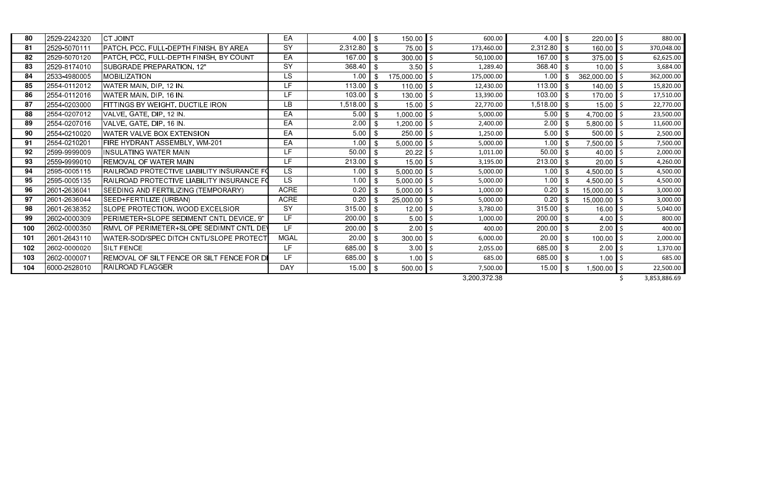| | | | | | | | | | |
|---|---|---|---|---|---|---|---|---|---|
| 80 | 2529-2242320 | CT JOINT | EA | 4.00 | $ 150.00 | $ 600.00 | 4.00 | $ 220.00 | $ 880.00 |
| 81 | 2529-5070111 | PATCH, PCC, FULL-DEPTH FINISH, BY AREA | SY | 2,312.80 | $ 75.00 | $ 173,460.00 | 2,312.80 | $ 160.00 | $ 370,048.00 |
| 82 | 2529-5070120 | PATCH, PCC, FULL-DEPTH FINISH, BY COUNT | EA | 167.00 | $ 300.00 | $ 50,100.00 | 167.00 | $ 375.00 | $ 62,625.00 |
| 83 | 2529-8174010 | SUBGRADE PREPARATION, 12" | SY | 368.40 | $ 3.50 | $ 1,289.40 | 368.40 | $ 10.00 | $ 3,684.00 |
| 84 | 2533-4980005 | MOBILIZATION | LS | 1.00 | $ 175,000.00 | $ 175,000.00 | 1.00 | $ 362,000.00 | $ 362,000.00 |
| 85 | 2554-0112012 | WATER MAIN, DIP, 12 IN. | LF | 113.00 | $ 110.00 | $ 12,430.00 | 113.00 | $ 140.00 | $ 15,820.00 |
| 86 | 2554-0112016 | WATER MAIN, DIP, 16 IN. | LF | 103.00 | $ 130.00 | $ 13,390.00 | 103.00 | $ 170.00 | $ 17,510.00 |
| 87 | 2554-0203000 | FITTINGS BY WEIGHT, DUCTILE IRON | LB | 1,518.00 | $ 15.00 | $ 22,770.00 | 1,518.00 | $ 15.00 | $ 22,770.00 |
| 88 | 2554-0207012 | VALVE, GATE, DIP, 12 IN. | EA | 5.00 | $ 1,000.00 | $ 5,000.00 | 5.00 | $ 4,700.00 | $ 23,500.00 |
| 89 | 2554-0207016 | VALVE, GATE, DIP, 16 IN. | EA | 2.00 | $ 1,200.00 | $ 2,400.00 | 2.00 | $ 5,800.00 | $ 11,600.00 |
| 90 | 2554-0210020 | WATER VALVE BOX EXTENSION | EA | 5.00 | $ 250.00 | $ 1,250.00 | 5.00 | $ 500.00 | $ 2,500.00 |
| 91 | 2554-0210201 | FIRE HYDRANT ASSEMBLY, WM-201 | EA | 1.00 | $ 5,000.00 | $ 5,000.00 | 1.00 | $ 7,500.00 | $ 7,500.00 |
| 92 | 2599-9999009 | INSULATING WATER MAIN | LF | 50.00 | $ 20.22 | $ 1,011.00 | 50.00 | $ 40.00 | $ 2,000.00 |
| 93 | 2559-9999010 | REMOVAL OF WATER MAIN | LF | 213.00 | $ 15.00 | $ 3,195.00 | 213.00 | $ 20.00 | $ 4,260.00 |
| 94 | 2595-0005115 | RAILROAD PROTECTIVE LIABILITY INSURANCE FO | LS | 1.00 | $ 5,000.00 | $ 5,000.00 | 1.00 | $ 4,500.00 | $ 4,500.00 |
| 95 | 2595-0005135 | RAILROAD PROTECTIVE LIABILITY INSURANCE FO | LS | 1.00 | $ 5,000.00 | $ 5,000.00 | 1.00 | $ 4,500.00 | $ 4,500.00 |
| 96 | 2601-2636041 | SEEDING AND FERTILIZING (TEMPORARY) | ACRE | 0.20 | $ 5,000.00 | $ 1,000.00 | 0.20 | $ 15,000.00 | $ 3,000.00 |
| 97 | 2601-2636044 | SEED+FERTILIZE (URBAN) | ACRE | 0.20 | $ 25,000.00 | $ 5,000.00 | 0.20 | $ 15,000.00 | $ 3,000.00 |
| 98 | 2601-2638352 | SLOPE PROTECTION, WOOD EXCELSIOR | SY | 315.00 | $ 12.00 | $ 3,780.00 | 315.00 | $ 16.00 | $ 5,040.00 |
| 99 | 2602-0000309 | PERIMETER+SLOPE SEDIMENT CNTL DEVICE, 9" | LF | 200.00 | $ 5.00 | $ 1,000.00 | 200.00 | $ 4.00 | $ 800.00 |
| 100 | 2602-0000350 | RMVL OF PERIMETER+SLOPE SEDIMNT CNTL DE | LF | 200.00 | $ 2.00 | $ 400.00 | 200.00 | $ 2.00 | $ 400.00 |
| 101 | 2601-2643110 | WATER-SOD/SPEC DITCH CNTL/SLOPE PROTECT | MGAL | 20.00 | $ 300.00 | $ 6,000.00 | 20.00 | $ 100.00 | $ 2,000.00 |
| 102 | 2602-0000020 | SILT FENCE | LF | 685.00 | $ 3.00 | $ 2,055.00 | 685.00 | $ 2.00 | $ 1,370.00 |
| 103 | 2602-0000071 | REMOVAL OF SILT FENCE OR SILT FENCE FOR DI | LF | 685.00 | $ 1.00 | $ 685.00 | 685.00 | $ 1.00 | $ 685.00 |
| 104 | 6000-2528010 | RAILROAD FLAGGER | DAY | 15.00 | $ 500.00 | $ 7,500.00 | 15.00 | $ 1,500.00 | $ 22,500.00 |
| | | | | | | 3,200,372.38 | | | $ 3,853,886.69 |